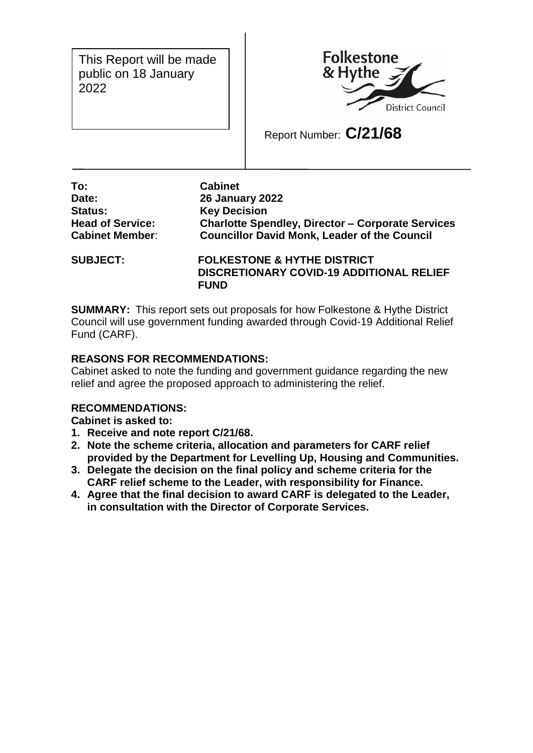This Report will be made public on 18 January 2022

Folkestone & Hythe District Council

Report Number: **C/21/68**

**To:** **Cabinet**
**Date:** **26 January 2022**
**Status:** **Key Decision**
**Head of Service:** **Charlotte Spendley, Director – Corporate Services**
**Cabinet Member**: **Councillor David Monk, Leader of the Council**

**SUBJECT:** **FOLKESTONE & HYTHE DISTRICT DISCRETIONARY COVID-19 ADDITIONAL RELIEF FUND**

**SUMMARY:** This report sets out proposals for how Folkestone & Hythe District Council will use government funding awarded through Covid-19 Additional Relief Fund (CARF).

**REASONS FOR RECOMMENDATIONS:**
Cabinet asked to note the funding and government guidance regarding the new relief and agree the proposed approach to administering the relief.

**RECOMMENDATIONS:**
**Cabinet is asked to:**

1. **Receive and note report C/21/68.**
2. **Note the scheme criteria, allocation and parameters for CARF relief provided by the Department for Levelling Up, Housing and Communities.**
3. **Delegate the decision on the final policy and scheme criteria for the CARF relief scheme to the Leader, with responsibility for Finance.**
4. **Agree that the final decision to award CARF is delegated to the Leader, in consultation with the Director of Corporate Services.**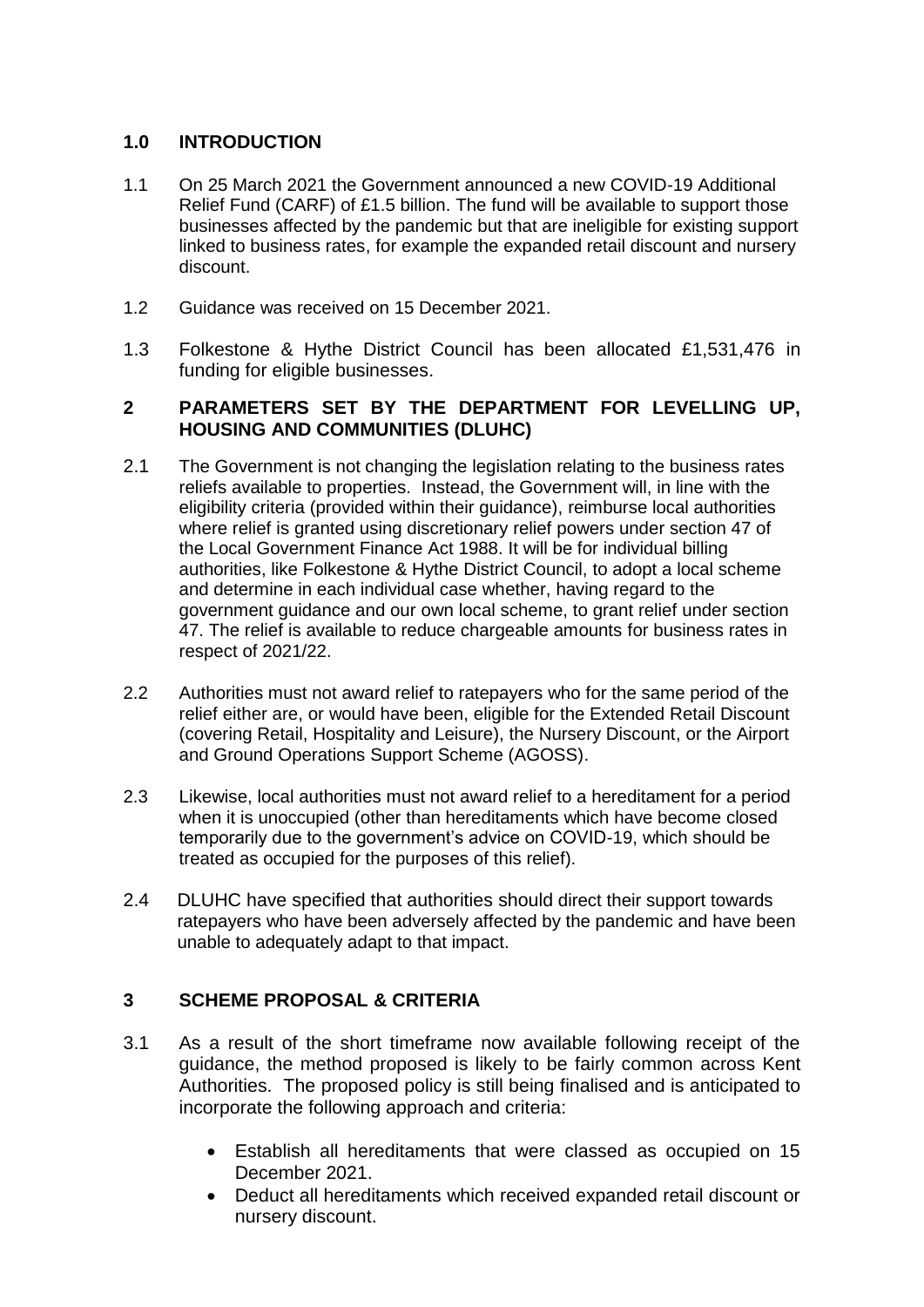## 1.0 INTRODUCTION

1.1 On 25 March 2021 the Government announced a new COVID-19 Additional Relief Fund (CARF) of £1.5 billion. The fund will be available to support those businesses affected by the pandemic but that are ineligible for existing support linked to business rates, for example the expanded retail discount and nursery discount.

1.2 Guidance was received on 15 December 2021.

1.3 Folkestone & Hythe District Council has been allocated £1,531,476 in funding for eligible businesses.

## 2 PARAMETERS SET BY THE DEPARTMENT FOR LEVELLING UP, HOUSING AND COMMUNITIES (DLUHC)

2.1 The Government is not changing the legislation relating to the business rates reliefs available to properties. Instead, the Government will, in line with the eligibility criteria (provided within their guidance), reimburse local authorities where relief is granted using discretionary relief powers under section 47 of the Local Government Finance Act 1988. It will be for individual billing authorities, like Folkestone & Hythe District Council, to adopt a local scheme and determine in each individual case whether, having regard to the government guidance and our own local scheme, to grant relief under section 47. The relief is available to reduce chargeable amounts for business rates in respect of 2021/22.

2.2 Authorities must not award relief to ratepayers who for the same period of the relief either are, or would have been, eligible for the Extended Retail Discount (covering Retail, Hospitality and Leisure), the Nursery Discount, or the Airport and Ground Operations Support Scheme (AGOSS).

2.3 Likewise, local authorities must not award relief to a hereditament for a period when it is unoccupied (other than hereditaments which have become closed temporarily due to the government's advice on COVID-19, which should be treated as occupied for the purposes of this relief).

2.4 DLUHC have specified that authorities should direct their support towards ratepayers who have been adversely affected by the pandemic and have been unable to adequately adapt to that impact.

## 3 SCHEME PROPOSAL & CRITERIA

3.1 As a result of the short timeframe now available following receipt of the guidance, the method proposed is likely to be fairly common across Kent Authorities. The proposed policy is still being finalised and is anticipated to incorporate the following approach and criteria:

- Establish all hereditaments that were classed as occupied on 15 December 2021.
- Deduct all hereditaments which received expanded retail discount or nursery discount.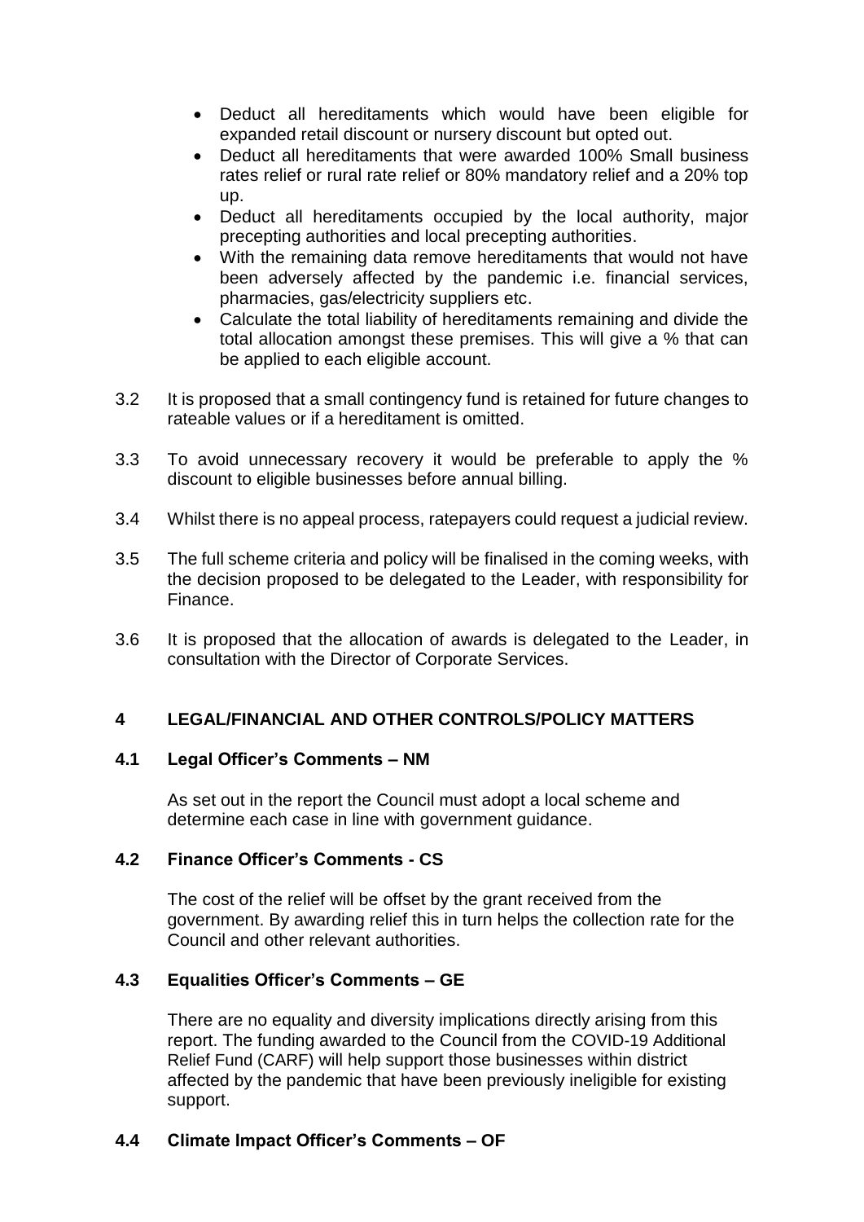- Deduct all hereditaments which would have been eligible for expanded retail discount or nursery discount but opted out.
- Deduct all hereditaments that were awarded 100% Small business rates relief or rural rate relief or 80% mandatory relief and a 20% top up.
- Deduct all hereditaments occupied by the local authority, major precepting authorities and local precepting authorities.
- With the remaining data remove hereditaments that would not have been adversely affected by the pandemic i.e. financial services, pharmacies, gas/electricity suppliers etc.
- Calculate the total liability of hereditaments remaining and divide the total allocation amongst these premises. This will give a % that can be applied to each eligible account.

3.2 It is proposed that a small contingency fund is retained for future changes to rateable values or if a hereditament is omitted.

3.3 To avoid unnecessary recovery it would be preferable to apply the % discount to eligible businesses before annual billing.

3.4 Whilst there is no appeal process, ratepayers could request a judicial review.

3.5 The full scheme criteria and policy will be finalised in the coming weeks, with the decision proposed to be delegated to the Leader, with responsibility for Finance.

3.6 It is proposed that the allocation of awards is delegated to the Leader, in consultation with the Director of Corporate Services.

## 4 LEGAL/FINANCIAL AND OTHER CONTROLS/POLICY MATTERS

### 4.1 Legal Officer's Comments – NM

As set out in the report the Council must adopt a local scheme and determine each case in line with government guidance.

### 4.2 Finance Officer's Comments - CS

The cost of the relief will be offset by the grant received from the government. By awarding relief this in turn helps the collection rate for the Council and other relevant authorities.

### 4.3 Equalities Officer's Comments – GE

There are no equality and diversity implications directly arising from this report. The funding awarded to the Council from the COVID-19 Additional Relief Fund (CARF) will help support those businesses within district affected by the pandemic that have been previously ineligible for existing support.

### 4.4 Climate Impact Officer's Comments – OF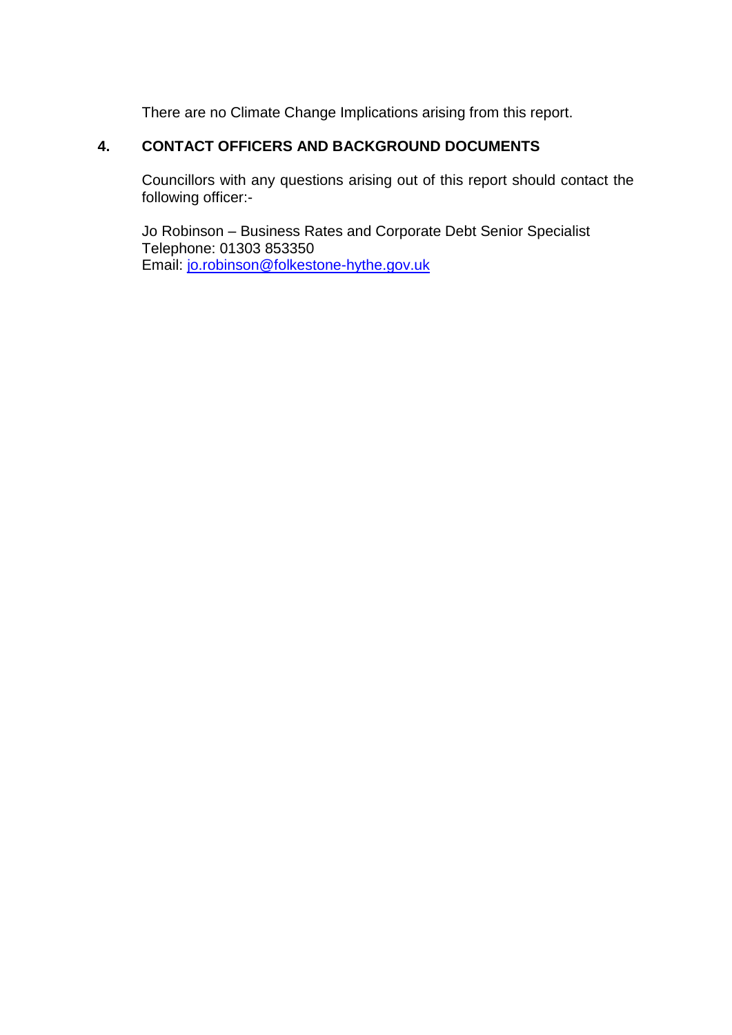There are no Climate Change Implications arising from this report.

## 4. CONTACT OFFICERS AND BACKGROUND DOCUMENTS

Councillors with any questions arising out of this report should contact the following officer:-

Jo Robinson – Business Rates and Corporate Debt Senior Specialist
Telephone: 01303 853350
Email: jo.robinson@folkestone-hythe.gov.uk